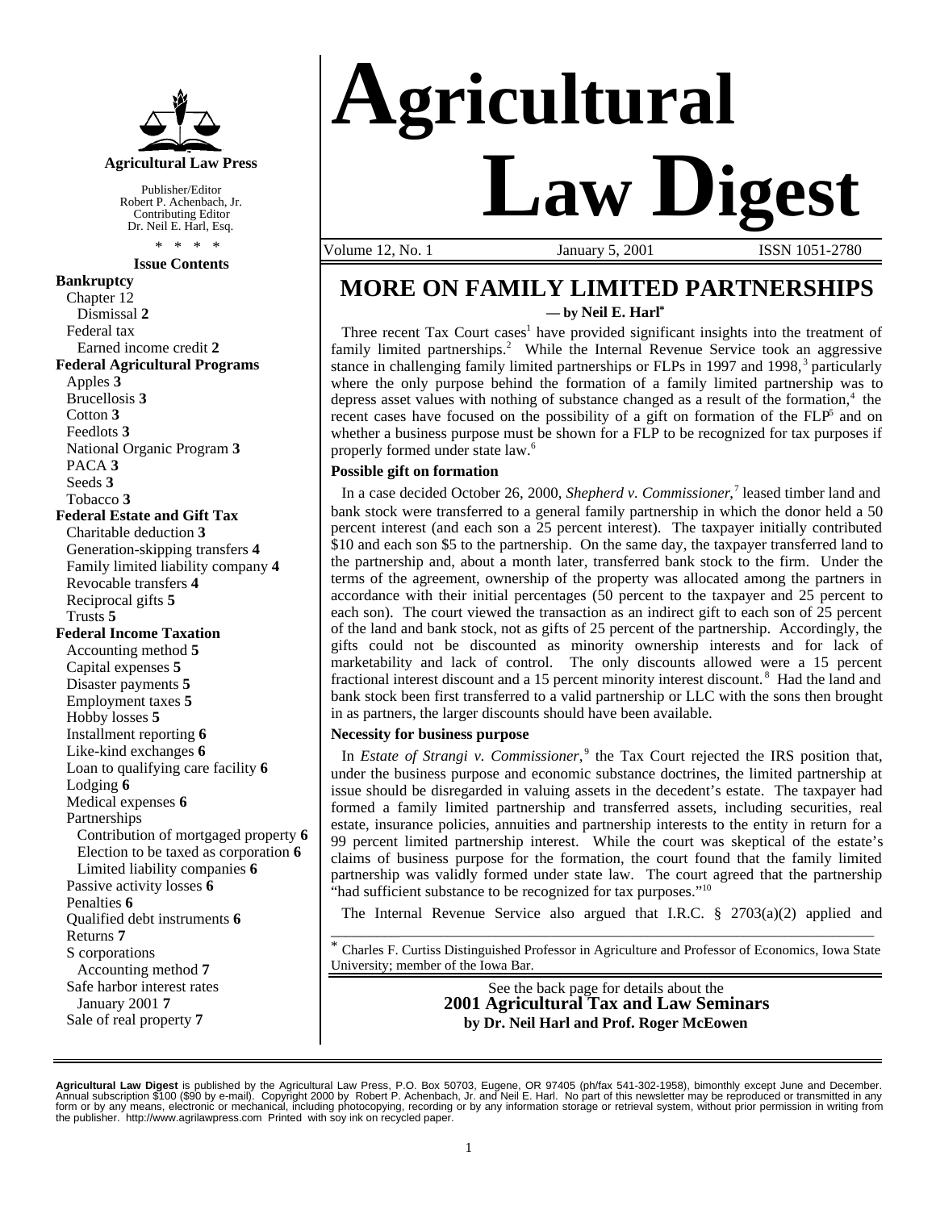**Agricultural Law Press**

Publisher/Editor
Robert P. Achenbach, Jr.
Contributing Editor
Dr. Neil E. Harl, Esq.

\* \* \* \*

**Issue Contents**

**Bankruptcy**
- Chapter 12
  - Dismissal **2**
- Federal tax
  - Earned income credit **2**

**Federal Agricultural Programs**
- Apples **3**
- Brucellosis **3**
- Cotton **3**
- Feedlots **3**
- National Organic Program **3**
- PACA **3**
- Seeds **3**
- Tobacco **3**

**Federal Estate and Gift Tax**
- Charitable deduction **3**
- Generation-skipping transfers **4**
- Family limited liability company **4**
- Revocable transfers **4**
- Reciprocal gifts **5**
- Trusts **5**

**Federal Income Taxation**
- Accounting method **5**
- Capital expenses **5**
- Disaster payments **5**
- Employment taxes **5**
- Hobby losses **5**
- Installment reporting **6**
- Like-kind exchanges **6**
- Loan to qualifying care facility **6**
- Lodging **6**
- Medical expenses **6**
- Partnerships
  - Contribution of mortgaged property **6**
  - Election to be taxed as corporation **6**
  - Limited liability companies **6**
- Passive activity losses **6**
- Penalties **6**
- Qualified debt instruments **6**
- Returns **7**
- S corporations
  - Accounting method **7**
- Safe harbor interest rates
  - January 2001 **7**
- Sale of real property **7**

# Agricultural Law Digest

Volume 12, No. 1 January 5, 2001 ISSN 1051-2780

## MORE ON FAMILY LIMITED PARTNERSHIPS

**— by Neil E. Harl\***

Three recent Tax Court cases[1] have provided significant insights into the treatment of family limited partnerships.[2] While the Internal Revenue Service took an aggressive stance in challenging family limited partnerships or FLPs in 1997 and 1998,[3] particularly where the only purpose behind the formation of a family limited partnership was to depress asset values with nothing of substance changed as a result of the formation,[4] the recent cases have focused on the possibility of a gift on formation of the FLP[5] and on whether a business purpose must be shown for a FLP to be recognized for tax purposes if properly formed under state law.[6]

### Possible gift on formation

In a case decided October 26, 2000, *Shepherd v. Commissioner*,[7] leased timber land and bank stock were transferred to a general family partnership in which the donor held a 50 percent interest (and each son a 25 percent interest). The taxpayer initially contributed $10 and each son $5 to the partnership. On the same day, the taxpayer transferred land to the partnership and, about a month later, transferred bank stock to the firm. Under the terms of the agreement, ownership of the property was allocated among the partners in accordance with their initial percentages (50 percent to the taxpayer and 25 percent to each son). The court viewed the transaction as an indirect gift to each son of 25 percent of the land and bank stock, not as gifts of 25 percent of the partnership. Accordingly, the gifts could not be discounted as minority ownership interests and for lack of marketability and lack of control. The only discounts allowed were a 15 percent fractional interest discount and a 15 percent minority interest discount.[8] Had the land and bank stock been first transferred to a valid partnership or LLC with the sons then brought in as partners, the larger discounts should have been available.

### Necessity for business purpose

In *Estate of Strangi v. Commissioner*,[9] the Tax Court rejected the IRS position that, under the business purpose and economic substance doctrines, the limited partnership at issue should be disregarded in valuing assets in the decedent's estate. The taxpayer had formed a family limited partnership and transferred assets, including securities, real estate, insurance policies, annuities and partnership interests to the entity in return for a 99 percent limited partnership interest. While the court was skeptical of the estate's claims of business purpose for the formation, the court found that the family limited partnership was validly formed under state law. The court agreed that the partnership "had sufficient substance to be recognized for tax purposes."[10]

The Internal Revenue Service also argued that I.R.C. § 2703(a)(2) applied and

---

\* Charles F. Curtiss Distinguished Professor in Agriculture and Professor of Economics, Iowa State University; member of the Iowa Bar.

See the back page for details about the
**2001 Agricultural Tax and Law Seminars**
**by Dr. Neil Harl and Prof. Roger McEowen**

---

**Agricultural Law Digest** is published by the Agricultural Law Press, P.O. Box 50703, Eugene, OR 97405 (ph/fax 541-302-1958), bimonthly except June and December. Annual subscription $100 ($90 by e-mail). Copyright 2000 by Robert P. Achenbach, Jr. and Neil E. Harl. No part of this newsletter may be reproduced or transmitted in any form or by any means, electronic or mechanical, including photocopying, recording or by any information storage or retrieval system, without prior permission in writing from the publisher. http://www.agrilawpress.com Printed with soy ink on recycled paper.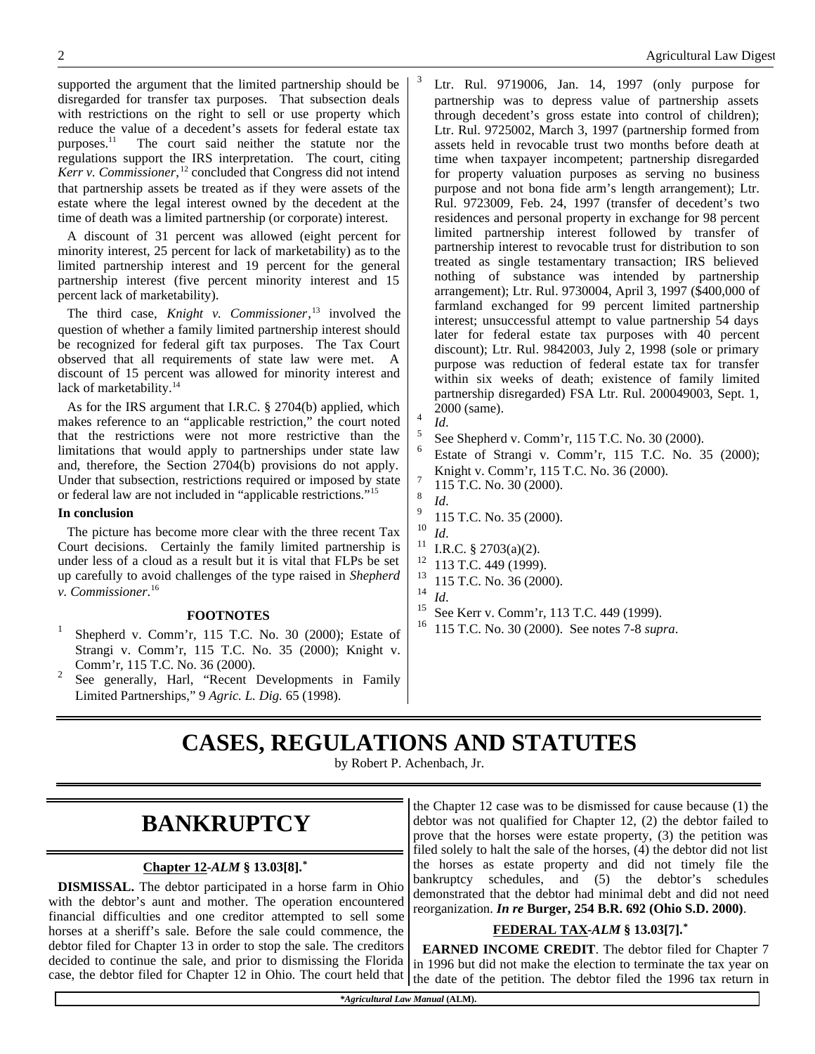supported the argument that the limited partnership should be disregarded for transfer tax purposes. That subsection deals with restrictions on the right to sell or use property which reduce the value of a decedent's assets for federal estate tax purposes.[11] The court said neither the statute nor the regulations support the IRS interpretation. The court, citing *Kerr v. Commissioner*,[12] concluded that Congress did not intend that partnership assets be treated as if they were assets of the estate where the legal interest owned by the decedent at the time of death was a limited partnership (or corporate) interest.

A discount of 31 percent was allowed (eight percent for minority interest, 25 percent for lack of marketability) as to the limited partnership interest and 19 percent for the general partnership interest (five percent minority interest and 15 percent lack of marketability).

The third case, *Knight v. Commissioner*,[13] involved the question of whether a family limited partnership interest should be recognized for federal gift tax purposes. The Tax Court observed that all requirements of state law were met. A discount of 15 percent was allowed for minority interest and lack of marketability.[14]

As for the IRS argument that I.R.C. § 2704(b) applied, which makes reference to an "applicable restriction," the court noted that the restrictions were not more restrictive than the limitations that would apply to partnerships under state law and, therefore, the Section 2704(b) provisions do not apply. Under that subsection, restrictions required or imposed by state or federal law are not included in "applicable restrictions."[15]

**In conclusion**

The picture has become more clear with the three recent Tax Court decisions. Certainly the family limited partnership is under less of a cloud as a result but it is vital that FLPs be set up carefully to avoid challenges of the type raised in *Shepherd v. Commissioner*.[16]

#### FOOTNOTES

1. Shepherd v. Comm'r, 115 T.C. No. 30 (2000); Estate of Strangi v. Comm'r, 115 T.C. No. 35 (2000); Knight v. Comm'r, 115 T.C. No. 36 (2000).
2. See generally, Harl, "Recent Developments in Family Limited Partnerships," 9 *Agric. L. Dig.* 65 (1998).
3. Ltr. Rul. 9719006, Jan. 14, 1997 (only purpose for partnership was to depress value of partnership assets through decedent's gross estate into control of children); Ltr. Rul. 9725002, March 3, 1997 (partnership formed from assets held in revocable trust two months before death at time when taxpayer incompetent; partnership disregarded for property valuation purposes as serving no business purpose and not bona fide arm's length arrangement); Ltr. Rul. 9723009, Feb. 24, 1997 (transfer of decedent's two residences and personal property in exchange for 98 percent limited partnership interest followed by transfer of partnership interest to revocable trust for distribution to son treated as single testamentary transaction; IRS believed nothing of substance was intended by partnership arrangement); Ltr. Rul. 9730004, April 3, 1997 ($400,000 of farmland exchanged for 99 percent limited partnership interest; unsuccessful attempt to value partnership 54 days later for federal estate tax purposes with 40 percent discount); Ltr. Rul. 9842003, July 2, 1998 (sole or primary purpose was reduction of federal estate tax for transfer within six weeks of death; existence of family limited partnership disregarded) FSA Ltr. Rul. 200049003, Sept. 1, 2000 (same).
4. *Id*.
5. See Shepherd v. Comm'r, 115 T.C. No. 30 (2000).
6. Estate of Strangi v. Comm'r, 115 T.C. No. 35 (2000); Knight v. Comm'r, 115 T.C. No. 36 (2000).
7. 115 T.C. No. 30 (2000).
8. *Id*.
9. 115 T.C. No. 35 (2000).
10. *Id*.
11. I.R.C. § 2703(a)(2).
12. 113 T.C. 449 (1999).
13. 115 T.C. No. 36 (2000).
14. *Id*.
15. See Kerr v. Comm'r, 113 T.C. 449 (1999).
16. 115 T.C. No. 30 (2000). See notes 7-8 *supra*.

# CASES, REGULATIONS AND STATUTES

by Robert P. Achenbach, Jr.

## BANKRUPTCY

#### Chapter 12-*ALM* § 13.03[8].*

**DISMISSAL.** The debtor participated in a horse farm in Ohio with the debtor's aunt and mother. The operation encountered financial difficulties and one creditor attempted to sell some horses at a sheriff's sale. Before the sale could commence, the debtor filed for Chapter 13 in order to stop the sale. The creditors decided to continue the sale, and prior to dismissing the Florida case, the debtor filed for Chapter 12 in Ohio. The court held that the Chapter 12 case was to be dismissed for cause because (1) the debtor was not qualified for Chapter 12, (2) the debtor failed to prove that the horses were estate property, (3) the petition was filed solely to halt the sale of the horses, (4) the debtor did not list the horses as estate property and did not timely file the bankruptcy schedules, and (5) the debtor's schedules demonstrated that the debtor had minimal debt and did not need reorganization. ***In re* Burger, 254 B.R. 692 (Ohio S.D. 2000)**.

#### FEDERAL TAX-*ALM* § 13.03[7].*

**EARNED INCOME CREDIT**. The debtor filed for Chapter 7 in 1996 but did not make the election to terminate the tax year on the date of the petition. The debtor filed the 1996 tax return in

***Agricultural Law Manual** (ALM).